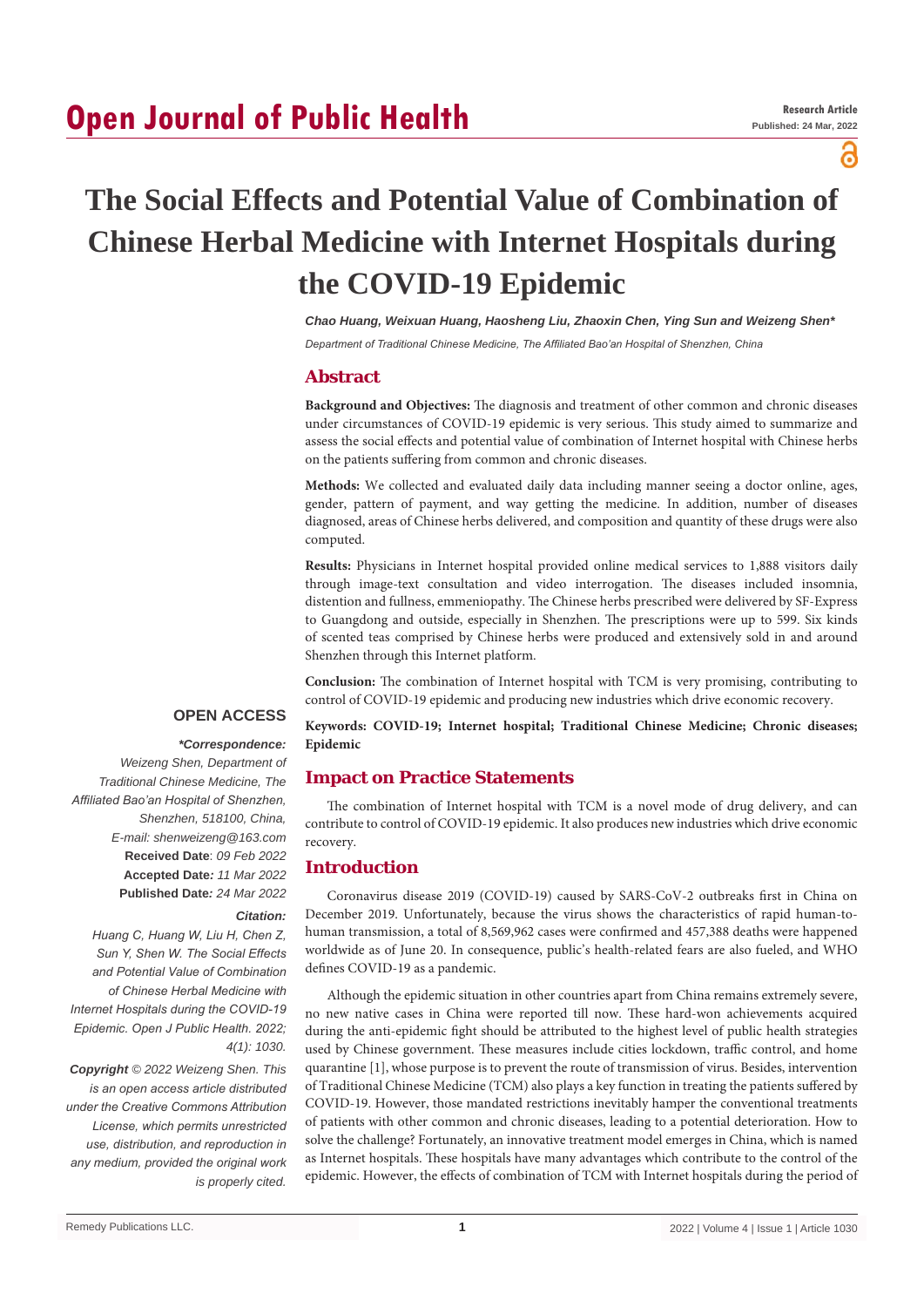Research Article

Published: 24 Mar, 2022

# The Social Effects and Potential Value of Combination of Chinese Herbal Medicine with Internet Hospitals during the COVID-19 Epidemic

*Chao Huang, Weixuan Huang, Haosheng Liu, Zhaoxin Chen, Ying Sun and Weizeng Shen**

*Department of Traditional Chinese Medicine, The Affiliated Bao'an Hospital of Shenzhen, China*

## Abstract

**Background and Objectives:** The diagnosis and treatment of other common and chronic diseases under circumstances of COVID-19 epidemic is very serious. This study aimed to summarize and assess the social effects and potential value of combination of Internet hospital with Chinese herbs on the patients suffering from common and chronic diseases.

**Methods:** We collected and evaluated daily data including manner seeing a doctor online, ages, gender, pattern of payment, and way getting the medicine. In addition, number of diseases diagnosed, areas of Chinese herbs delivered, and composition and quantity of these drugs were also computed.

**Results:** Physicians in Internet hospital provided online medical services to 1,888 visitors daily through image-text consultation and video interrogation. The diseases included insomnia, distention and fullness, emmeniopathy. The Chinese herbs prescribed were delivered by SF-Express to Guangdong and outside, especially in Shenzhen. The prescriptions were up to 599. Six kinds of scented teas comprised by Chinese herbs were produced and extensively sold in and around Shenzhen through this Internet platform.

**Conclusion:** The combination of Internet hospital with TCM is very promising, contributing to control of COVID-19 epidemic and producing new industries which drive economic recovery.

**Keywords: COVID-19; Internet hospital; Traditional Chinese Medicine; Chronic diseases; Epidemic**

**OPEN ACCESS**

***Correspondence:***

*Weizeng Shen, Department of Traditional Chinese Medicine, The Affiliated Bao'an Hospital of Shenzhen, Shenzhen, 518100, China, E-mail: shenweizeng@163.com*

**Received Date**: *09 Feb 2022*

**Accepted Date:** *11 Mar 2022*

**Published Date:** *24 Mar 2022*

***Citation:***

*Huang C, Huang W, Liu H, Chen Z, Sun Y, Shen W. The Social Effects and Potential Value of Combination of Chinese Herbal Medicine with Internet Hospitals during the COVID-19 Epidemic. Open J Public Health. 2022; 4(1): 1030.*

***Copyright** © 2022 Weizeng Shen. This is an open access article distributed under the Creative Commons Attribution License, which permits unrestricted use, distribution, and reproduction in any medium, provided the original work is properly cited.*

## Impact on Practice Statements

The combination of Internet hospital with TCM is a novel mode of drug delivery, and can contribute to control of COVID-19 epidemic. It also produces new industries which drive economic recovery.

## Introduction

Coronavirus disease 2019 (COVID-19) caused by SARS-CoV-2 outbreaks first in China on December 2019. Unfortunately, because the virus shows the characteristics of rapid human-to-human transmission, a total of 8,569,962 cases were confirmed and 457,388 deaths were happened worldwide as of June 20. In consequence, public's health-related fears are also fueled, and WHO defines COVID-19 as a pandemic.

Although the epidemic situation in other countries apart from China remains extremely severe, no new native cases in China were reported till now. These hard-won achievements acquired during the anti-epidemic fight should be attributed to the highest level of public health strategies used by Chinese government. These measures include cities lockdown, traffic control, and home quarantine [1], whose purpose is to prevent the route of transmission of virus. Besides, intervention of Traditional Chinese Medicine (TCM) also plays a key function in treating the patients suffered by COVID-19. However, those mandated restrictions inevitably hamper the conventional treatments of patients with other common and chronic diseases, leading to a potential deterioration. How to solve the challenge? Fortunately, an innovative treatment model emerges in China, which is named as Internet hospitals. These hospitals have many advantages which contribute to the control of the epidemic. However, the effects of combination of TCM with Internet hospitals during the period of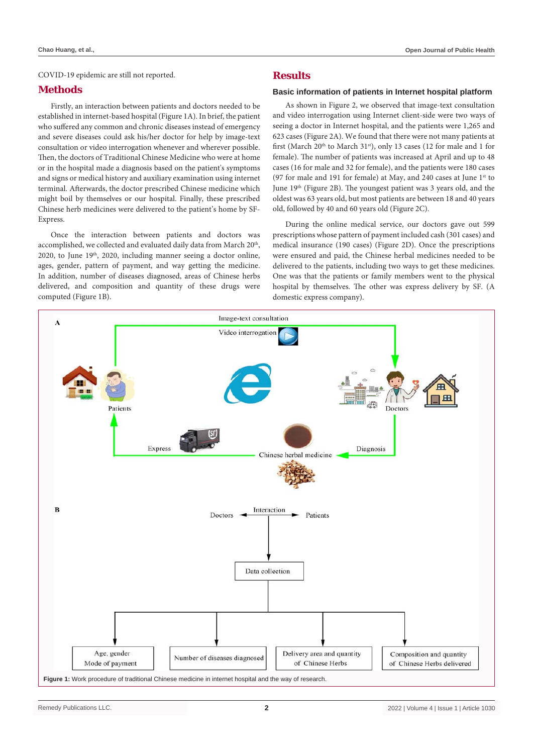COVID-19 epidemic are still not reported.

## Methods

Firstly, an interaction between patients and doctors needed to be established in internet-based hospital (Figure 1A). In brief, the patient who suffered any common and chronic diseases instead of emergency and severe diseases could ask his/her doctor for help by image-text consultation or video interrogation whenever and wherever possible. Then, the doctors of Traditional Chinese Medicine who were at home or in the hospital made a diagnosis based on the patient's symptoms and signs or medical history and auxiliary examination using internet terminal. Afterwards, the doctor prescribed Chinese medicine which might boil by themselves or our hospital. Finally, these prescribed Chinese herb medicines were delivered to the patient's home by SF-Express.

Once the interaction between patients and doctors was accomplished, we collected and evaluated daily data from March 20th, 2020, to June 19th, 2020, including manner seeing a doctor online, ages, gender, pattern of payment, and way getting the medicine. In addition, number of diseases diagnosed, areas of Chinese herbs delivered, and composition and quantity of these drugs were computed (Figure 1B).

## Results

### Basic information of patients in Internet hospital platform

As shown in Figure 2, we observed that image-text consultation and video interrogation using Internet client-side were two ways of seeing a doctor in Internet hospital, and the patients were 1,265 and 623 cases (Figure 2A). We found that there were not many patients at first (March 20th to March 31st), only 13 cases (12 for male and 1 for female). The number of patients was increased at April and up to 48 cases (16 for male and 32 for female), and the patients were 180 cases (97 for male and 191 for female) at May, and 240 cases at June 1st to June 19th (Figure 2B). The youngest patient was 3 years old, and the oldest was 63 years old, but most patients are between 18 and 40 years old, followed by 40 and 60 years old (Figure 2C).

During the online medical service, our doctors gave out 599 prescriptions whose pattern of payment included cash (301 cases) and medical insurance (190 cases) (Figure 2D). Once the prescriptions were ensured and paid, the Chinese herbal medicines needed to be delivered to the patients, including two ways to get these medicines. One was that the patients or family members went to the physical hospital by themselves. The other was express delivery by SF. (A domestic express company).

**Figure 1:** Work procedure of traditional Chinese medicine in internet hospital and the way of research.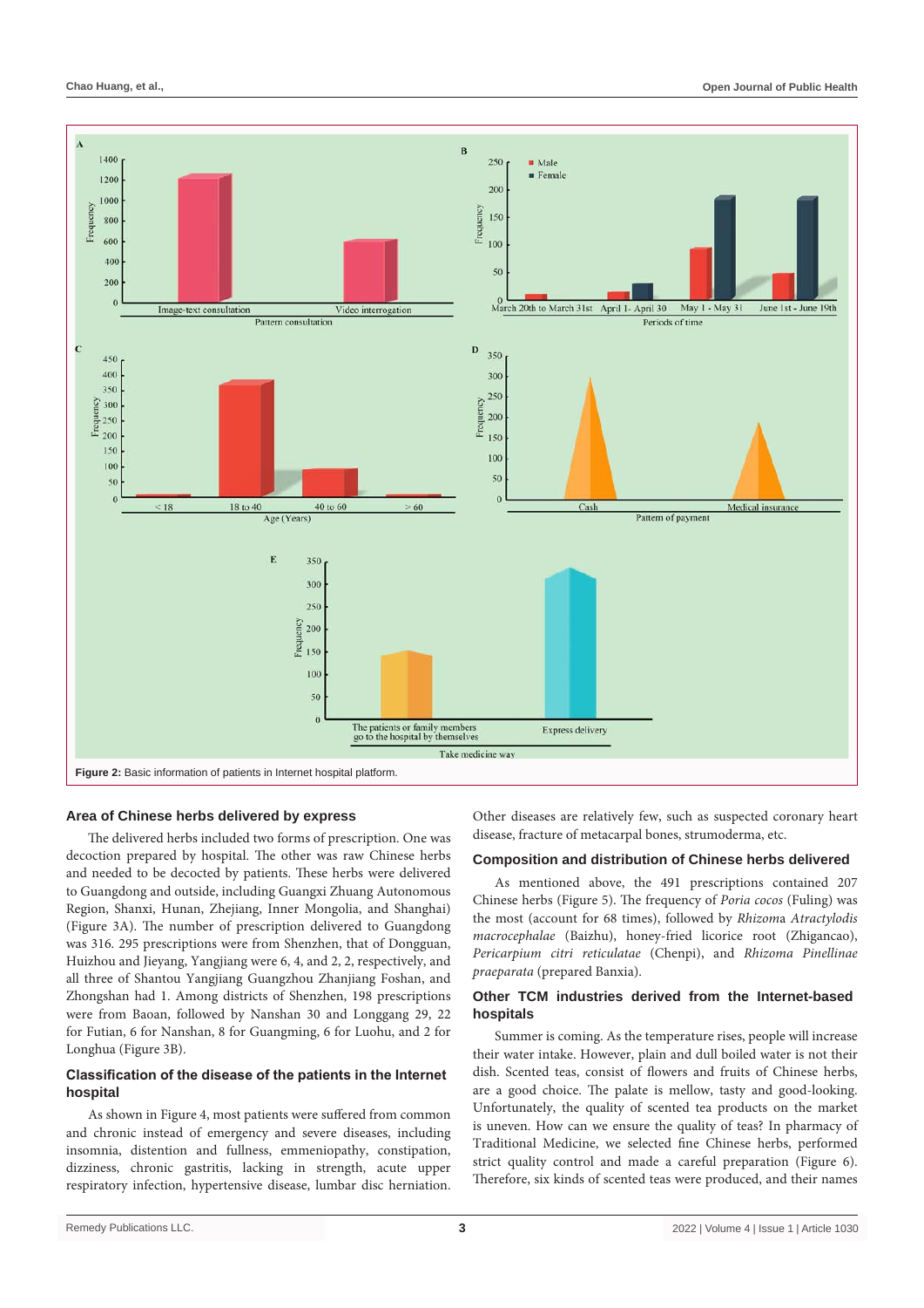Figure 2: Basic information of patients in Internet hospital platform.

### Area of Chinese herbs delivered by express

The delivered herbs included two forms of prescription. One was decoction prepared by hospital. The other was raw Chinese herbs and needed to be decocted by patients. These herbs were delivered to Guangdong and outside, including Guangxi Zhuang Autonomous Region, Shanxi, Hunan, Zhejiang, Inner Mongolia, and Shanghai) (Figure 3A). The number of prescription delivered to Guangdong was 316. 295 prescriptions were from Shenzhen, that of Dongguan, Huizhou and Jieyang, Yangjiang were 6, 4, and 2, 2, respectively, and all three of Shantou Yangjiang Guangzhou Zhanjiang Foshan, and Zhongshan had 1. Among districts of Shenzhen, 198 prescriptions were from Baoan, followed by Nanshan 30 and Longgang 29, 22 for Futian, 6 for Nanshan, 8 for Guangming, 6 for Luohu, and 2 for Longhua (Figure 3B).

### Classification of the disease of the patients in the Internet hospital

As shown in Figure 4, most patients were suffered from common and chronic instead of emergency and severe diseases, including insomnia, distention and fullness, emmeniopathy, constipation, dizziness, chronic gastritis, lacking in strength, acute upper respiratory infection, hypertensive disease, lumbar disc herniation. Other diseases are relatively few, such as suspected coronary heart disease, fracture of metacarpal bones, strumoderma, etc.

### Composition and distribution of Chinese herbs delivered

As mentioned above, the 491 prescriptions contained 207 Chinese herbs (Figure 5). The frequency of *Poria cocos* (Fuling) was the most (account for 68 times), followed by *Rhizoma Atractylodis macrocephalae* (Baizhu), honey-fried licorice root (Zhigancao), *Pericarpium citri reticulatae* (Chenpi), and *Rhizoma Pinellinae praeparata* (prepared Banxia).

### Other TCM industries derived from the Internet-based hospitals

Summer is coming. As the temperature rises, people will increase their water intake. However, plain and dull boiled water is not their dish. Scented teas, consist of flowers and fruits of Chinese herbs, are a good choice. The palate is mellow, tasty and good-looking. Unfortunately, the quality of scented tea products on the market is uneven. How can we ensure the quality of teas? In pharmacy of Traditional Medicine, we selected fine Chinese herbs, performed strict quality control and made a careful preparation (Figure 6). Therefore, six kinds of scented teas were produced, and their names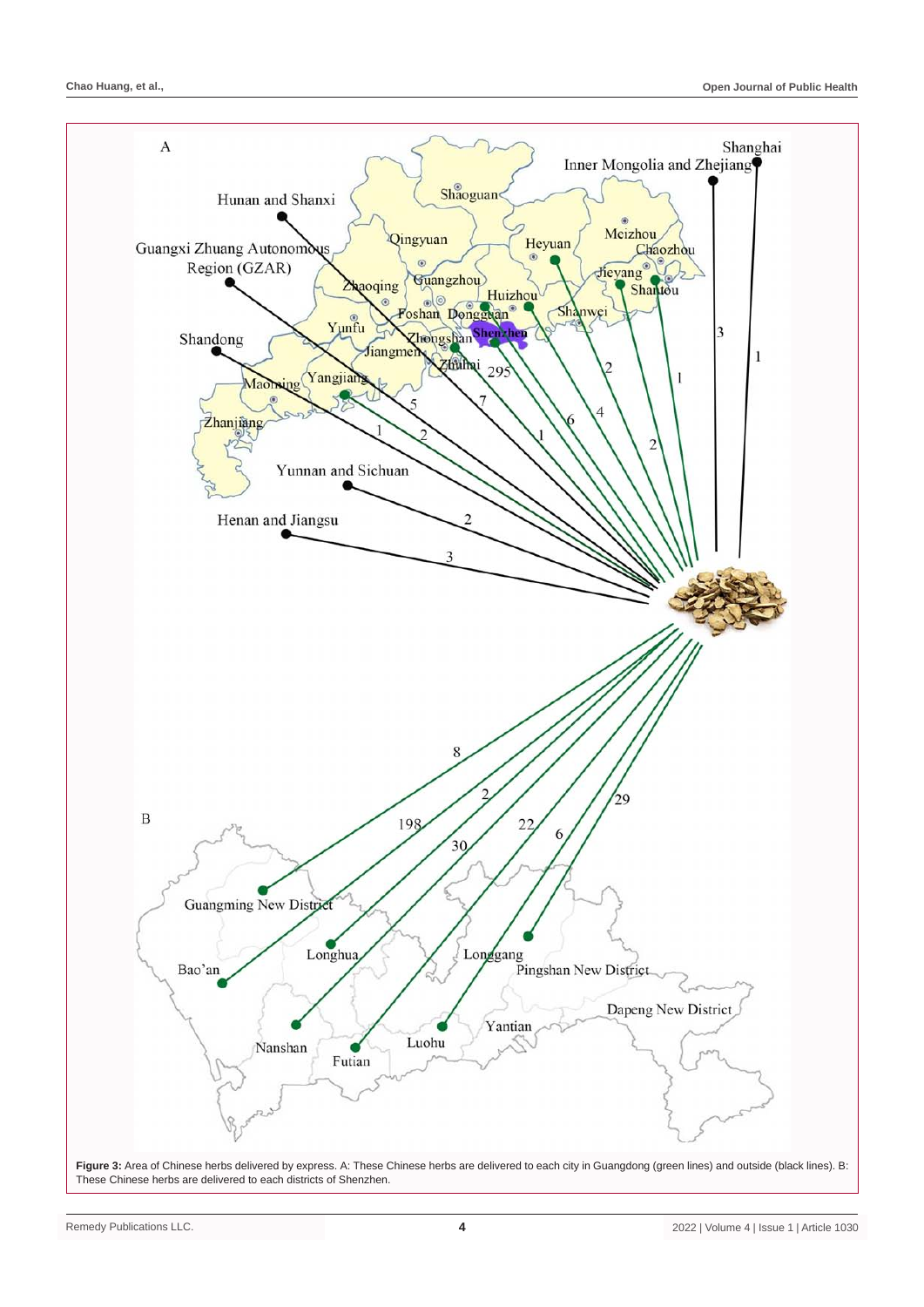**Figure 3:** Area of Chinese herbs delivered by express. A: These Chinese herbs are delivered to each city in Guangdong (green lines) and outside (black lines). B: These Chinese herbs are delivered to each districts of Shenzhen.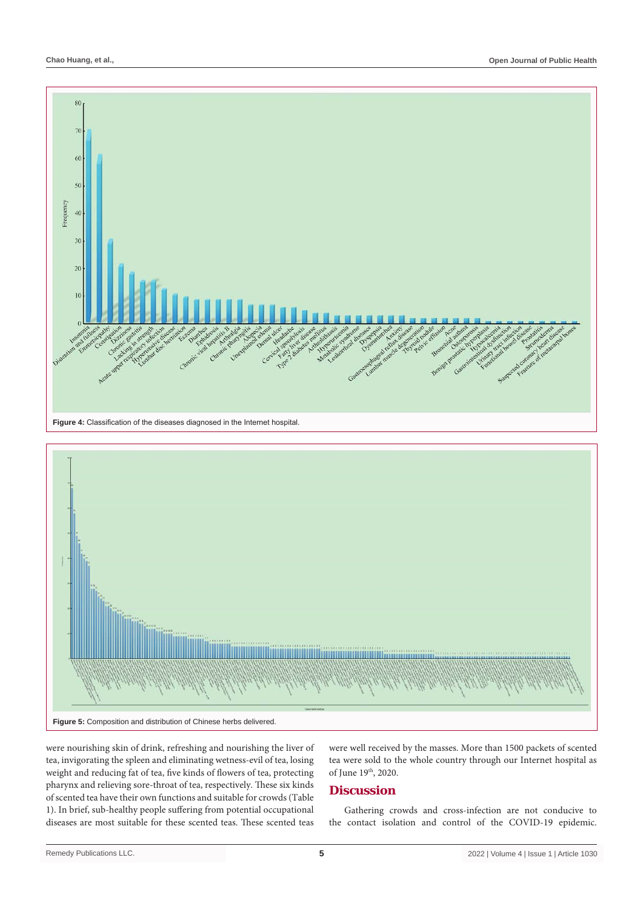Figure 4: Classification of the diseases diagnosed in the Internet hospital.

Figure 5: Composition and distribution of Chinese herbs delivered.

were nourishing skin of drink, refreshing and nourishing the liver of tea, invigorating the spleen and eliminating wetness-evil of tea, losing weight and reducing fat of tea, five kinds of flowers of tea, protecting pharynx and relieving sore-throat of tea, respectively. These six kinds of scented tea have their own functions and suitable for crowds (Table 1). In brief, sub-healthy people suffering from potential occupational diseases are most suitable for these scented teas. These scented teas were well received by the masses. More than 1500 packets of scented tea were sold to the whole country through our Internet hospital as of June 19th, 2020.

## Discussion

Gathering crowds and cross-infection are not conducive to the contact isolation and control of the COVID-19 epidemic.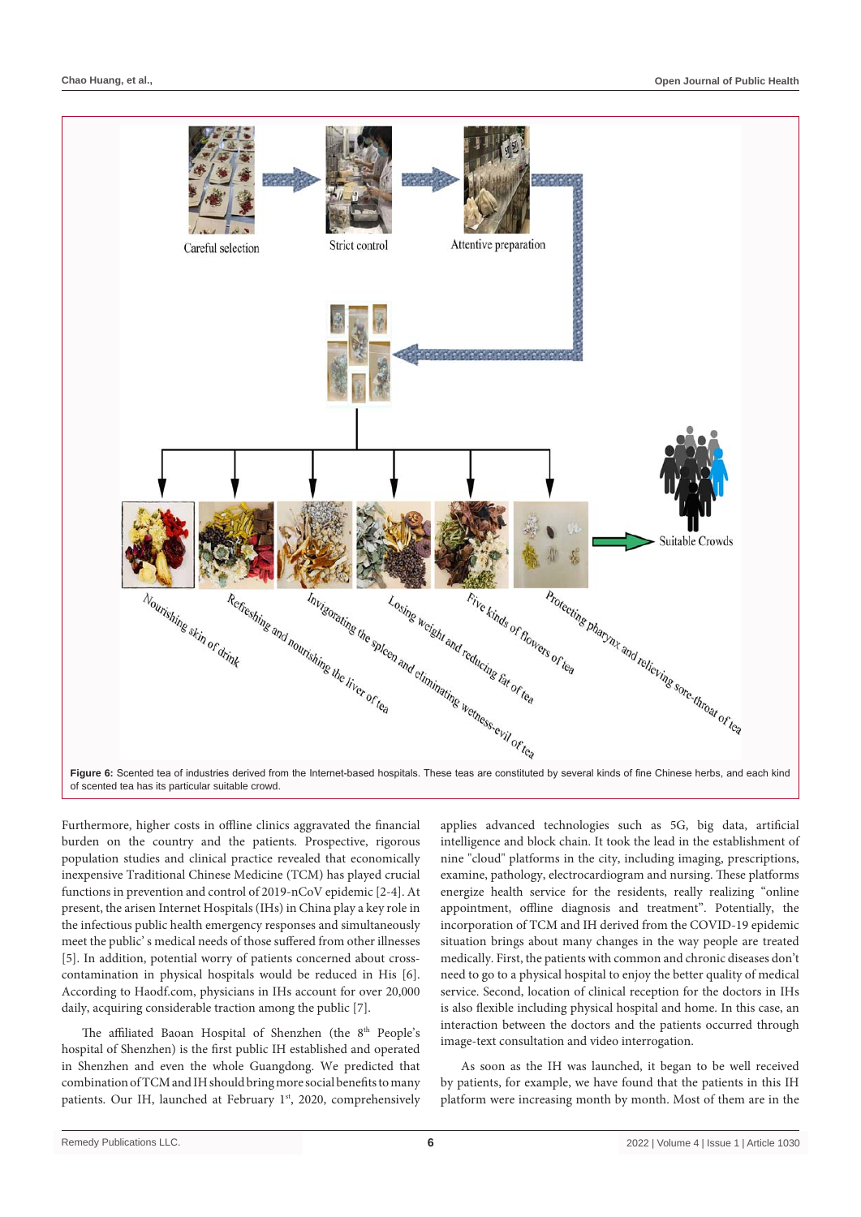Figure 6: Scented tea of industries derived from the Internet-based hospitals. These teas are constituted by several kinds of fine Chinese herbs, and each kind of scented tea has its particular suitable crowd.

Furthermore, higher costs in offline clinics aggravated the financial burden on the country and the patients. Prospective, rigorous population studies and clinical practice revealed that economically inexpensive Traditional Chinese Medicine (TCM) has played crucial functions in prevention and control of 2019-nCoV epidemic [2-4]. At present, the arisen Internet Hospitals (IHs) in China play a key role in the infectious public health emergency responses and simultaneously meet the public' s medical needs of those suffered from other illnesses [5]. In addition, potential worry of patients concerned about cross-contamination in physical hospitals would be reduced in His [6]. According to Haodf.com, physicians in IHs account for over 20,000 daily, acquiring considerable traction among the public [7].

The affiliated Baoan Hospital of Shenzhen (the 8th People's hospital of Shenzhen) is the first public IH established and operated in Shenzhen and even the whole Guangdong. We predicted that combination of TCM and IH should bring more social benefits to many patients. Our IH, launched at February 1st, 2020, comprehensively applies advanced technologies such as 5G, big data, artificial intelligence and block chain. It took the lead in the establishment of nine "cloud" platforms in the city, including imaging, prescriptions, examine, pathology, electrocardiogram and nursing. These platforms energize health service for the residents, really realizing "online appointment, offline diagnosis and treatment". Potentially, the incorporation of TCM and IH derived from the COVID-19 epidemic situation brings about many changes in the way people are treated medically. First, the patients with common and chronic diseases don't need to go to a physical hospital to enjoy the better quality of medical service. Second, location of clinical reception for the doctors in IHs is also flexible including physical hospital and home. In this case, an interaction between the doctors and the patients occurred through image-text consultation and video interrogation.

As soon as the IH was launched, it began to be well received by patients, for example, we have found that the patients in this IH platform were increasing month by month. Most of them are in the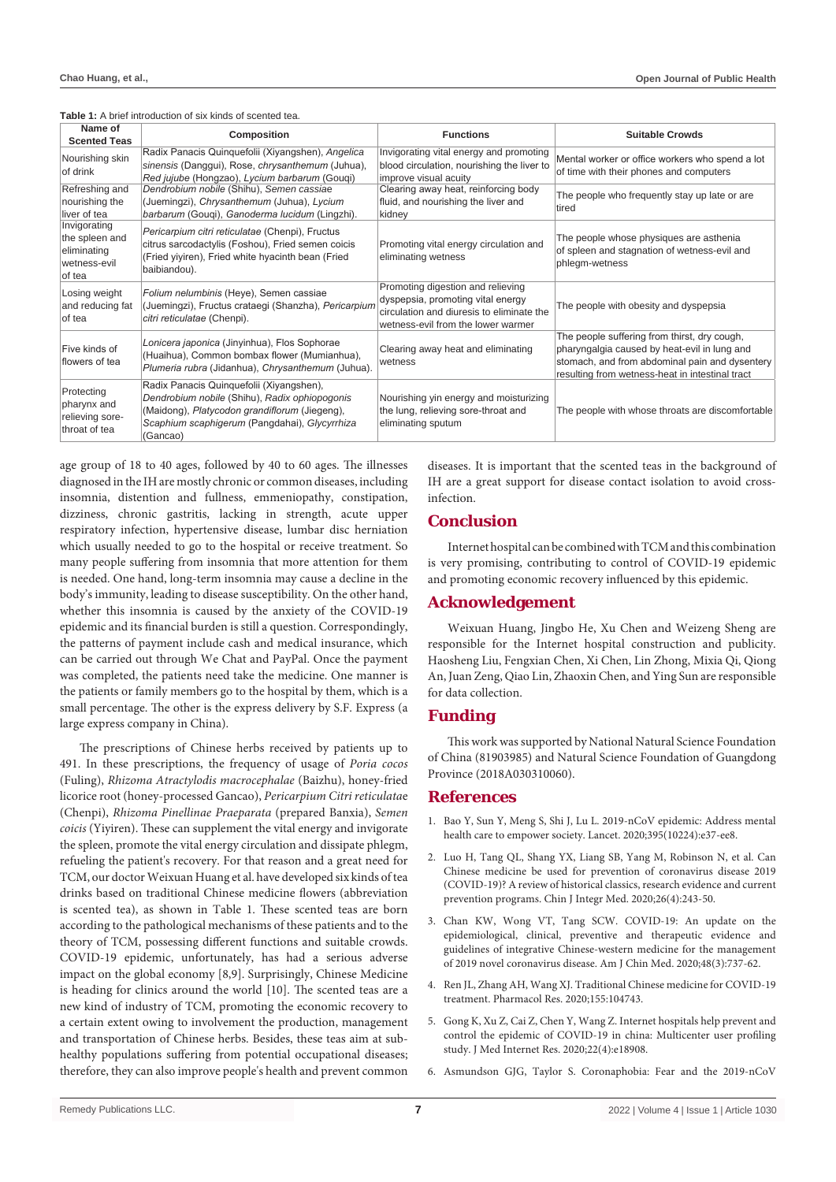**Table 1:** A brief introduction of six kinds of scented tea.

| Name of Scented Teas | Composition | Functions | Suitable Crowds |
|---|---|---|---|
| Nourishing skin of drink | Radix Panacis Quinquefolii (Xiyangshen), *Angelica sinensis* (Danggui), Rose, *chrysanthemum* (Juhua), *Red jujube* (Hongzao), *Lycium barbarum* (Gouqi) | Invigorating vital energy and promoting blood circulation, nourishing the liver to improve visual acuity | Mental worker or office workers who spend a lot of time with their phones and computers |
| Refreshing and nourishing the liver of tea | *Dendrobium nobile* (Shihu), *Semen cassiae* (Juemingzi), *Chrysanthemum* (Juhua), *Lycium barbarum* (Gouqi), *Ganoderma lucidum* (Lingzhi). | Clearing away heat, reinforcing body fluid, and nourishing the liver and kidney | The people who frequently stay up late or are tired |
| Invigorating the spleen and eliminating wetness-evil of tea | *Pericarpium citri reticulatae* (Chenpi), Fructus citrus sarcodactylis (Foshou), Fried semen coicis (Fried yiyiren), Fried white hyacinth bean (Fried baibiandou). | Promoting vital energy circulation and eliminating wetness | The people whose physiques are asthenia of spleen and stagnation of wetness-evil and phlegm-wetness |
| Losing weight and reducing fat of tea | *Folium nelumbinis* (Heye), Semen cassiae (Juemingzi), Fructus crataegi (Shanzha), *Pericarpium citri reticulatae* (Chenpi). | Promoting digestion and relieving dyspepsia, promoting vital energy circulation and diuresis to eliminate the wetness-evil from the lower warmer | The people with obesity and dyspepsia |
| Five kinds of flowers of tea | *Lonicera japonica* (Jinyinhua), Flos Sophorae (Huaihua), Common bombax flower (Mumianhua), *Plumeria rubra* (Jidanhua), *Chrysanthemum* (Juhua). | Clearing away heat and eliminating wetness | The people suffering from thirst, dry cough, pharyngalgia caused by heat-evil in lung and stomach, and from abdominal pain and dysentery resulting from wetness-heat in intestinal tract |
| Protecting pharynx and relieving sore-throat of tea | Radix Panacis Quinquefolii (Xiyangshen), *Dendrobium nobile* (Shihu), *Radix ophiopogonis* (Maidong), *Platycodon grandiflorum* (Jiegeng), *Scaphium scaphigerum* (Pangdahai), *Glycyrrhiza* (Gancao) | Nourishing yin energy and moisturizing the lung, relieving sore-throat and eliminating sputum | The people with whose throats are discomfortable |

age group of 18 to 40 ages, followed by 40 to 60 ages. The illnesses diagnosed in the IH are mostly chronic or common diseases, including insomnia, distention and fullness, emmeniopathy, constipation, dizziness, chronic gastritis, lacking in strength, acute upper respiratory infection, hypertensive disease, lumbar disc herniation which usually needed to go to the hospital or receive treatment. So many people suffering from insomnia that more attention for them is needed. One hand, long-term insomnia may cause a decline in the body's immunity, leading to disease susceptibility. On the other hand, whether this insomnia is caused by the anxiety of the COVID-19 epidemic and its financial burden is still a question. Correspondingly, the patterns of payment include cash and medical insurance, which can be carried out through We Chat and PayPal. Once the payment was completed, the patients need take the medicine. One manner is the patients or family members go to the hospital by them, which is a small percentage. The other is the express delivery by S.F. Express (a large express company in China).

The prescriptions of Chinese herbs received by patients up to 491. In these prescriptions, the frequency of usage of *Poria cocos* (Fuling), *Rhizoma Atractylodis macrocephalae* (Baizhu), honey-fried licorice root (honey-processed Gancao), *Pericarpium Citri reticulatae* (Chenpi), *Rhizoma Pinellinae Praeparata* (prepared Banxia), *Semen coicis* (Yiyiren). These can supplement the vital energy and invigorate the spleen, promote the vital energy circulation and dissipate phlegm, refueling the patient's recovery. For that reason and a great need for TCM, our doctor Weixuan Huang et al. have developed six kinds of tea drinks based on traditional Chinese medicine flowers (abbreviation is scented tea), as shown in Table 1. These scented teas are born according to the pathological mechanisms of these patients and to the theory of TCM, possessing different functions and suitable crowds. COVID-19 epidemic, unfortunately, has had a serious adverse impact on the global economy [8,9]. Surprisingly, Chinese Medicine is heading for clinics around the world [10]. The scented teas are a new kind of industry of TCM, promoting the economic recovery to a certain extent owing to involvement the production, management and transportation of Chinese herbs. Besides, these teas aim at sub-healthy populations suffering from potential occupational diseases; therefore, they can also improve people's health and prevent common diseases. It is important that the scented teas in the background of IH are a great support for disease contact isolation to avoid cross-infection.

## Conclusion

Internet hospital can be combined with TCM and this combination is very promising, contributing to control of COVID-19 epidemic and promoting economic recovery influenced by this epidemic.

## Acknowledgement

Weixuan Huang, Jingbo He, Xu Chen and Weizeng Sheng are responsible for the Internet hospital construction and publicity. Haosheng Liu, Fengxian Chen, Xi Chen, Lin Zhong, Mixia Qi, Qiong An, Juan Zeng, Qiao Lin, Zhaoxin Chen, and Ying Sun are responsible for data collection.

## Funding

This work was supported by National Natural Science Foundation of China (81903985) and Natural Science Foundation of Guangdong Province (2018A030310060).

## References

1. Bao Y, Sun Y, Meng S, Shi J, Lu L. 2019-nCoV epidemic: Address mental health care to empower society. Lancet. 2020;395(10224):e37-ee8.
2. Luo H, Tang QL, Shang YX, Liang SB, Yang M, Robinson N, et al. Can Chinese medicine be used for prevention of coronavirus disease 2019 (COVID-19)? A review of historical classics, research evidence and current prevention programs. Chin J Integr Med. 2020;26(4):243-50.
3. Chan KW, Wong VT, Tang SCW. COVID-19: An update on the epidemiological, clinical, preventive and therapeutic evidence and guidelines of integrative Chinese-western medicine for the management of 2019 novel coronavirus disease. Am J Chin Med. 2020;48(3):737-62.
4. Ren JL, Zhang AH, Wang XJ. Traditional Chinese medicine for COVID-19 treatment. Pharmacol Res. 2020;155:104743.
5. Gong K, Xu Z, Cai Z, Chen Y, Wang Z. Internet hospitals help prevent and control the epidemic of COVID-19 in china: Multicenter user profiling study. J Med Internet Res. 2020;22(4):e18908.
6. Asmundson GJG, Taylor S. Coronaphobia: Fear and the 2019-nCoV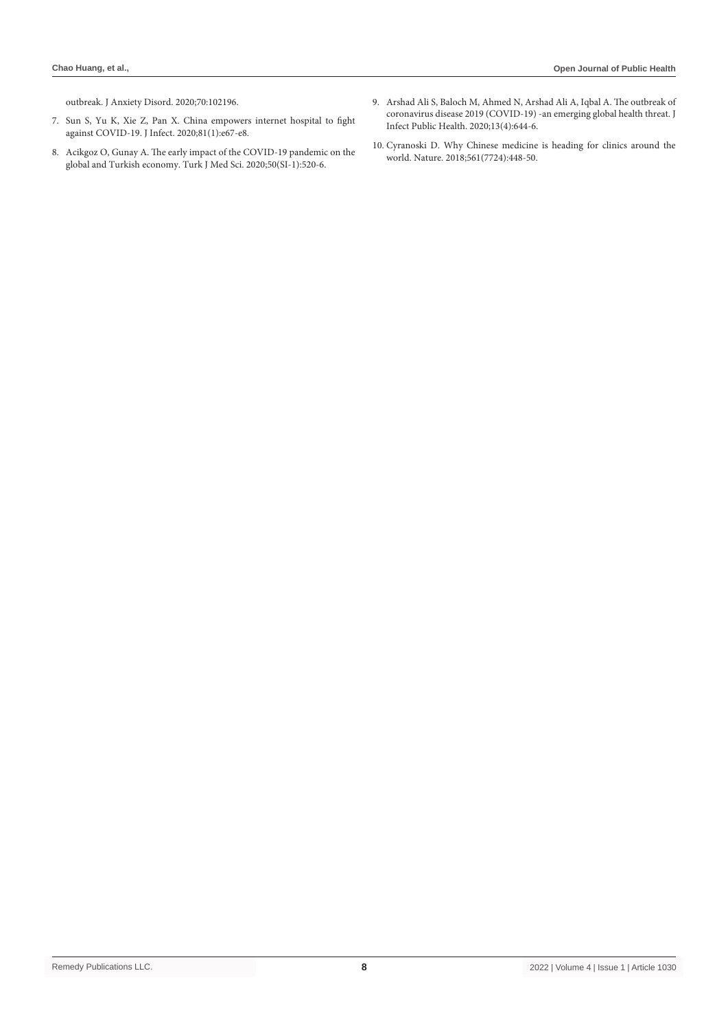outbreak. J Anxiety Disord. 2020;70:102196.

7. Sun S, Yu K, Xie Z, Pan X. China empowers internet hospital to fight against COVID-19. J Infect. 2020;81(1):e67-e8.

8. Acikgoz O, Gunay A. The early impact of the COVID-19 pandemic on the global and Turkish economy. Turk J Med Sci. 2020;50(SI-1):520-6.

9. Arshad Ali S, Baloch M, Ahmed N, Arshad Ali A, Iqbal A. The outbreak of coronavirus disease 2019 (COVID-19) -an emerging global health threat. J Infect Public Health. 2020;13(4):644-6.

10. Cyranoski D. Why Chinese medicine is heading for clinics around the world. Nature. 2018;561(7724):448-50.